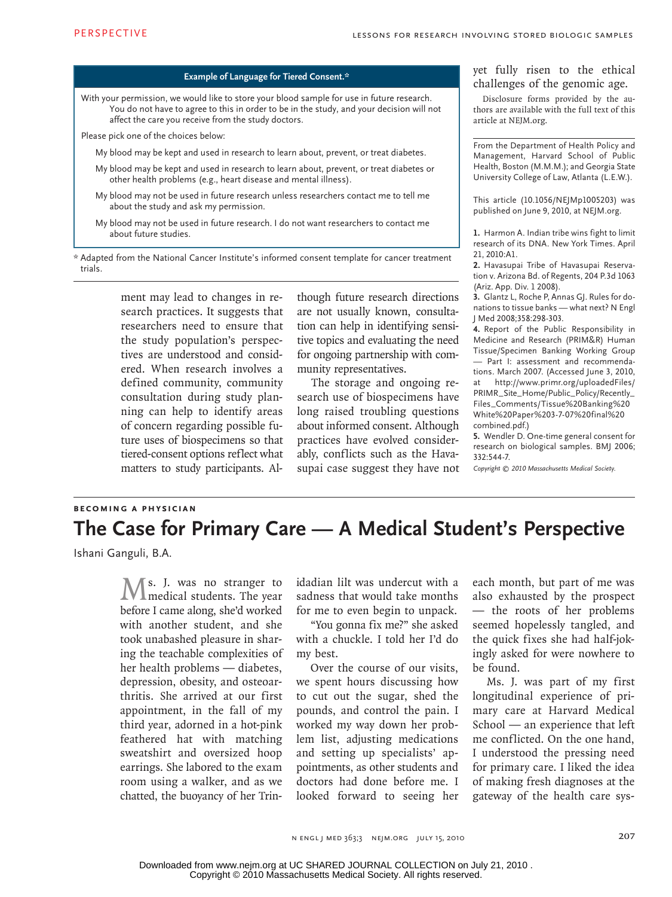**Example of Language for Tiered Consent.***

With your permission, we would like to store your blood sample for use in future research. You do not have to agree to this in order to be in the study, and your decision will not affect the care you receive from the study doctors.

Please pick one of the choices below:

- My blood may be kept and used in research to learn about, prevent, or treat diabetes.
- My blood may be kept and used in research to learn about, prevent, or treat diabetes or other health problems (e.g., heart disease and mental illness).
- My blood may not be used in future research unless researchers contact me to tell me about the study and ask my permission.
- My blood may not be used in future research. I do not want researchers to contact me about future studies.

* Adapted from the National Cancer Institute's informed consent template for cancer treatment trials.

ment may lead to changes in research practices. It suggests that researchers need to ensure that the study population's perspectives are understood and considered. When research involves a defined community, community consultation during study planning can help to identify areas of concern regarding possible future uses of biospecimens so that tiered-consent options reflect what matters to study participants. Although future research directions are not usually known, consultation can help in identifying sensitive topics and evaluating the need for ongoing partnership with community representatives.

The storage and ongoing research use of biospecimens have long raised troubling questions about informed consent. Although practices have evolved considerably, conflicts such as the Havasupai case suggest they have not yet fully risen to the ethical challenges of the genomic age.

Disclosure forms provided by the authors are available with the full text of this article at NEJM.org.

From the Department of Health Policy and Management, Harvard School of Public Health, Boston (M.M.M.); and Georgia State University College of Law, Atlanta (L.E.W.).

This article (10.1056/NEJMp1005203) was published on June 9, 2010, at NEJM.org.

1. Harmon A. Indian tribe wins fight to limit research of its DNA. New York Times. April 21, 2010:A1.
2. Havasupai Tribe of Havasupai Reservation v. Arizona Bd. of Regents, 204 P.3d 1063 (Ariz. App. Div. 1 2008).
3. Glantz L, Roche P, Annas GJ. Rules for donations to tissue banks — what next? N Engl J Med 2008;358:298-303.
4. Report of the Public Responsibility in Medicine and Research (PRIM&R) Human Tissue/Specimen Banking Working Group — Part I: assessment and recommendations. March 2007. (Accessed June 3, 2010, at http://www.primr.org/uploadedFiles/PRIMR_Site_Home/Public_Policy/Recently_Files_Comments/Tissue%20Banking%20White%20Paper%203-7-07%20final%20combined.pdf.)
5. Wendler D. One-time general consent for research on biological samples. BMJ 2006;332:544-7.

*Copyright © 2010 Massachusetts Medical Society.*

---

BECOMING A PHYSICIAN

# The Case for Primary Care — A Medical Student's Perspective

Ishani Ganguli, B.A.

Ms. J. was no stranger to medical students. The year before I came along, she'd worked with another student, and she took unabashed pleasure in sharing the teachable complexities of her health problems — diabetes, depression, obesity, and osteoarthritis. She arrived at our first appointment, in the fall of my third year, adorned in a hot-pink feathered hat with matching sweatshirt and oversized hoop earrings. She labored to the exam room using a walker, and as we chatted, the buoyancy of her Trinidadian lilt was undercut with a sadness that would take months for me to even begin to unpack.

"You gonna fix me?" she asked with a chuckle. I told her I'd do my best.

Over the course of our visits, we spent hours discussing how to cut out the sugar, shed the pounds, and control the pain. I worked my way down her problem list, adjusting medications and setting up specialists' appointments, as other students and doctors had done before me. I looked forward to seeing her each month, but part of me was also exhausted by the prospect — the roots of her problems seemed hopelessly tangled, and the quick fixes she had half-jokingly asked for were nowhere to be found.

Ms. J. was part of my first longitudinal experience of primary care at Harvard Medical School — an experience that left me conflicted. On the one hand, I understood the pressing need for primary care. I liked the idea of making fresh diagnoses at the gateway of the health care sys-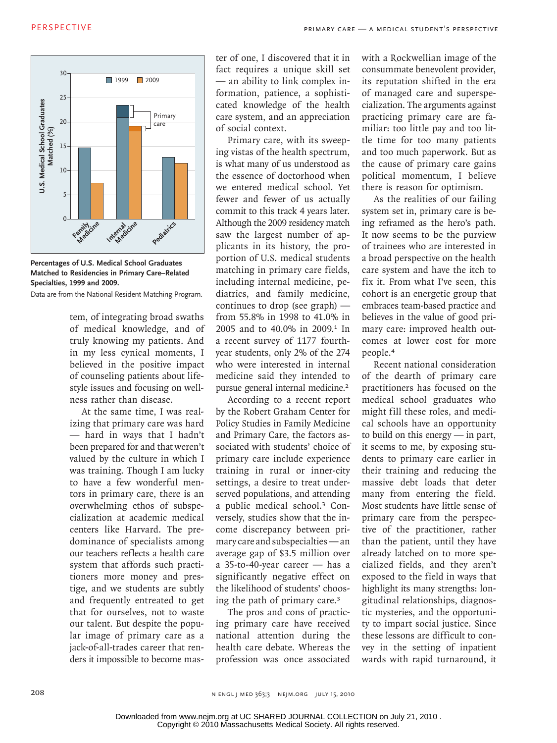Percentages of U.S. Medical School Graduates Matched to Residencies in Primary Care–Related Specialties, 1999 and 2009.

Data are from the National Resident Matching Program.

tem, of integrating broad swaths of medical knowledge, and of truly knowing my patients. And in my less cynical moments, I believed in the positive impact of counseling patients about lifestyle issues and focusing on wellness rather than disease.

At the same time, I was realizing that primary care was hard — hard in ways that I hadn't been prepared for and that weren't valued by the culture in which I was training. Though I am lucky to have a few wonderful mentors in primary care, there is an overwhelming ethos of subspecialization at academic medical centers like Harvard. The predominance of specialists among our teachers reflects a health care system that affords such practitioners more money and prestige, and we students are subtly and frequently entreated to get that for ourselves, not to waste our talent. But despite the popular image of primary care as a jack-of-all-trades career that renders it impossible to become master of one, I discovered that it in fact requires a unique skill set — an ability to link complex information, patience, a sophisticated knowledge of the health care system, and an appreciation of social context.

Primary care, with its sweeping vistas of the health spectrum, is what many of us understood as the essence of doctorhood when we entered medical school. Yet fewer and fewer of us actually commit to this track 4 years later. Although the 2009 residency match saw the largest number of applicants in its history, the proportion of U.S. medical students matching in primary care fields, including internal medicine, pediatrics, and family medicine, continues to drop (see graph) — from 55.8% in 1998 to 41.0% in 2005 and to 40.0% in 2009.[1] In a recent survey of 1177 fourth-year students, only 2% of the 274 who were interested in internal medicine said they intended to pursue general internal medicine.[2]

According to a recent report by the Robert Graham Center for Policy Studies in Family Medicine and Primary Care, the factors associated with students' choice of primary care include experience training in rural or inner-city settings, a desire to treat underserved populations, and attending a public medical school.[3] Conversely, studies show that the income discrepancy between primary care and subspecialties — an average gap of \$3.5 million over a 35-to-40-year career — has a significantly negative effect on the likelihood of students' choosing the path of primary care.[3]

The pros and cons of practicing primary care have received national attention during the health care debate. Whereas the profession was once associated with a Rockwellian image of the consummate benevolent provider, its reputation shifted in the era of managed care and superspecialization. The arguments against practicing primary care are familiar: too little pay and too little time for too many patients and too much paperwork. But as the cause of primary care gains political momentum, I believe there is reason for optimism.

As the realities of our failing system set in, primary care is being reframed as the hero's path. It now seems to be the purview of trainees who are interested in a broad perspective on the health care system and have the itch to fix it. From what I've seen, this cohort is an energetic group that embraces team-based practice and believes in the value of good primary care: improved health outcomes at lower cost for more people.[4]

Recent national consideration of the dearth of primary care practitioners has focused on the medical school graduates who might fill these roles, and medical schools have an opportunity to build on this energy — in part, it seems to me, by exposing students to primary care earlier in their training and reducing the massive debt loads that deter many from entering the field. Most students have little sense of primary care from the perspective of the practitioner, rather than the patient, until they have already latched on to more specialized fields, and they aren't exposed to the field in ways that highlight its many strengths: longitudinal relationships, diagnostic mysteries, and the opportunity to impart social justice. Since these lessons are difficult to convey in the setting of inpatient wards with rapid turnaround, it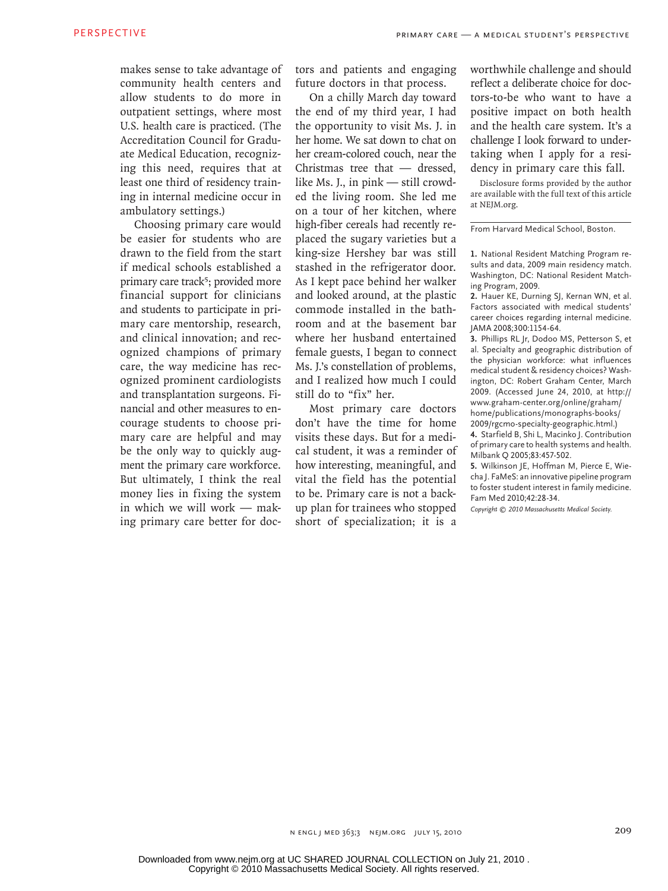makes sense to take advantage of community health centers and allow students to do more in outpatient settings, where most U.S. health care is practiced. (The Accreditation Council for Graduate Medical Education, recognizing this need, requires that at least one third of residency training in internal medicine occur in ambulatory settings.)

Choosing primary care would be easier for students who are drawn to the field from the start if medical schools established a primary care track[5]; provided more financial support for clinicians and students to participate in primary care mentorship, research, and clinical innovation; and recognized champions of primary care, the way medicine has recognized prominent cardiologists and transplantation surgeons. Financial and other measures to encourage students to choose primary care are helpful and may be the only way to quickly augment the primary care workforce. But ultimately, I think the real money lies in fixing the system in which we will work — making primary care better for doctors and patients and engaging future doctors in that process.

On a chilly March day toward the end of my third year, I had the opportunity to visit Ms. J. in her home. We sat down to chat on her cream-colored couch, near the Christmas tree that — dressed, like Ms. J., in pink — still crowded the living room. She led me on a tour of her kitchen, where high-fiber cereals had recently replaced the sugary varieties but a king-size Hershey bar was still stashed in the refrigerator door. As I kept pace behind her walker and looked around, at the plastic commode installed in the bathroom and at the basement bar where her husband entertained female guests, I began to connect Ms. J.'s constellation of problems, and I realized how much I could still do to "fix" her.

Most primary care doctors don't have the time for home visits these days. But for a medical student, it was a reminder of how interesting, meaningful, and vital the field has the potential to be. Primary care is not a backup plan for trainees who stopped short of specialization; it is a worthwhile challenge and should reflect a deliberate choice for doctors-to-be who want to have a positive impact on both health and the health care system. It's a challenge I look forward to undertaking when I apply for a residency in primary care this fall.

Disclosure forms provided by the author are available with the full text of this article at NEJM.org.

From Harvard Medical School, Boston.

1. National Resident Matching Program results and data, 2009 main residency match. Washington, DC: National Resident Matching Program, 2009.
2. Hauer KE, Durning SJ, Kernan WN, et al. Factors associated with medical students' career choices regarding internal medicine. JAMA 2008;300:1154-64.
3. Phillips RL Jr, Dodoo MS, Petterson S, et al. Specialty and geographic distribution of the physician workforce: what influences medical student & residency choices? Washington, DC: Robert Graham Center, March 2009. (Accessed June 24, 2010, at http://www.graham-center.org/online/graham/home/publications/monographs-books/2009/rgcmo-specialty-geographic.html.)
4. Starfield B, Shi L, Macinko J. Contribution of primary care to health systems and health. Milbank Q 2005;83:457-502.
5. Wilkinson JE, Hoffman M, Pierce E, Wiecha J. FaMeS: an innovative pipeline program to foster student interest in family medicine. Fam Med 2010;42:28-34.

*Copyright © 2010 Massachusetts Medical Society.*